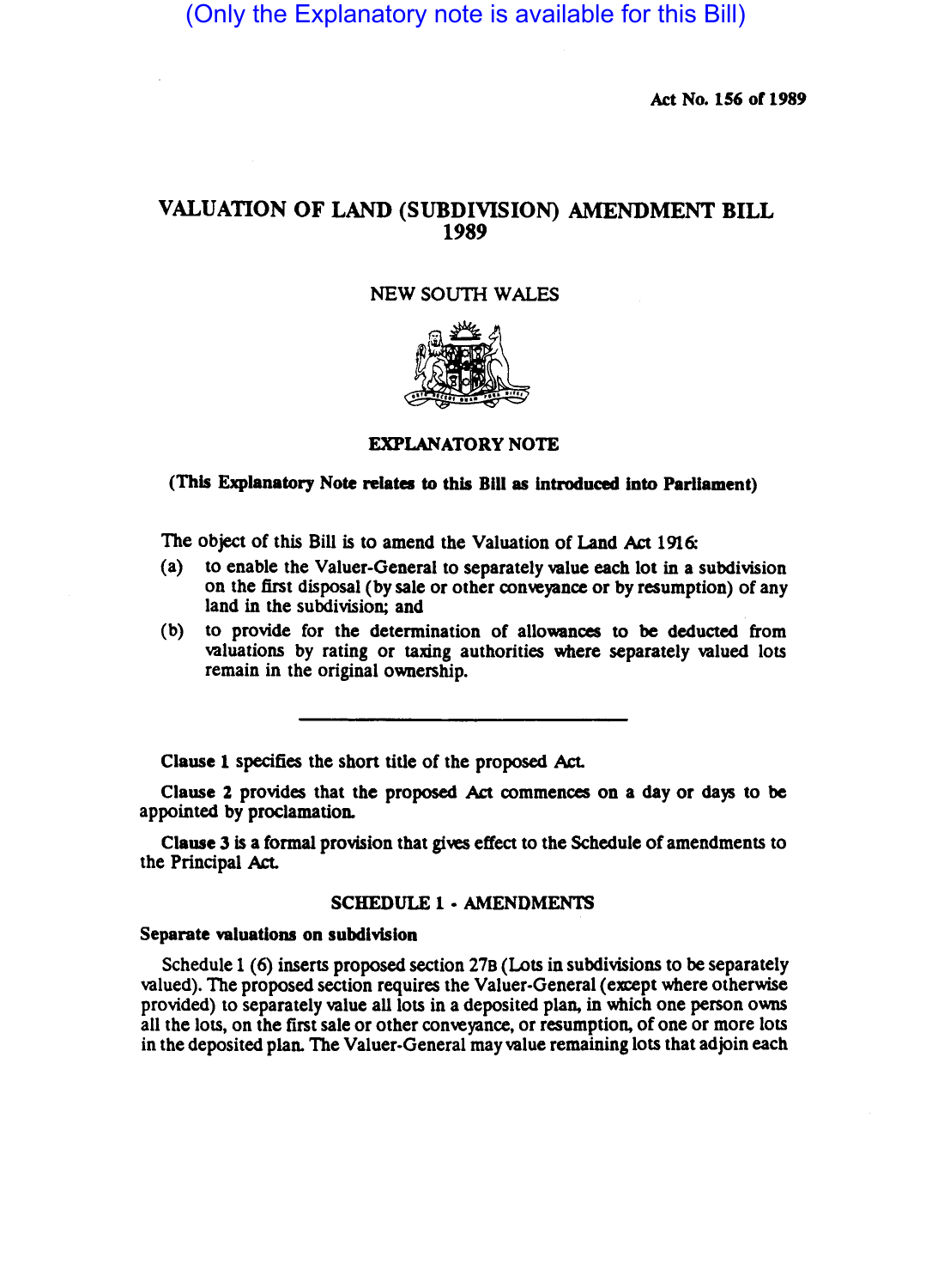(Only the Explanatory note is available for this Bill)

Act No. 156 of 1989

# VALUATION OF LAND (SUBDIVISION) AMENDMENT BILL 1989

NEW SOUTH WALES

## EXPLANATORY NOTE

**(This Explanatory Note relates to this Bill as introduced into Parliament)**

The object of this Bill is to amend the Valuation of Land Act 1916:

(a) to enable the Valuer-General to separately value each lot in a subdivision on the first disposal (by sale or other conveyance or by resumption) of any land in the subdivision; and

(b) to provide for the determination of allowances to be deducted from valuations by rating or taxing authorities where separately valued lots remain in the original ownership.

**Clause 1** specifies the short title of the proposed Act.

**Clause 2** provides that the proposed Act commences on a day or days to be appointed by proclamation.

**Clause 3** is a formal provision that gives effect to the Schedule of amendments to the Principal Act.

### SCHEDULE 1 - AMENDMENTS

**Separate valuations on subdivision**

Schedule 1 (6) inserts proposed section 27B (Lots in subdivisions to be separately valued). The proposed section requires the Valuer-General (except where otherwise provided) to separately value all lots in a deposited plan, in which one person owns all the lots, on the first sale or other conveyance, or resumption, of one or more lots in the deposited plan. The Valuer-General may value remaining lots that adjoin each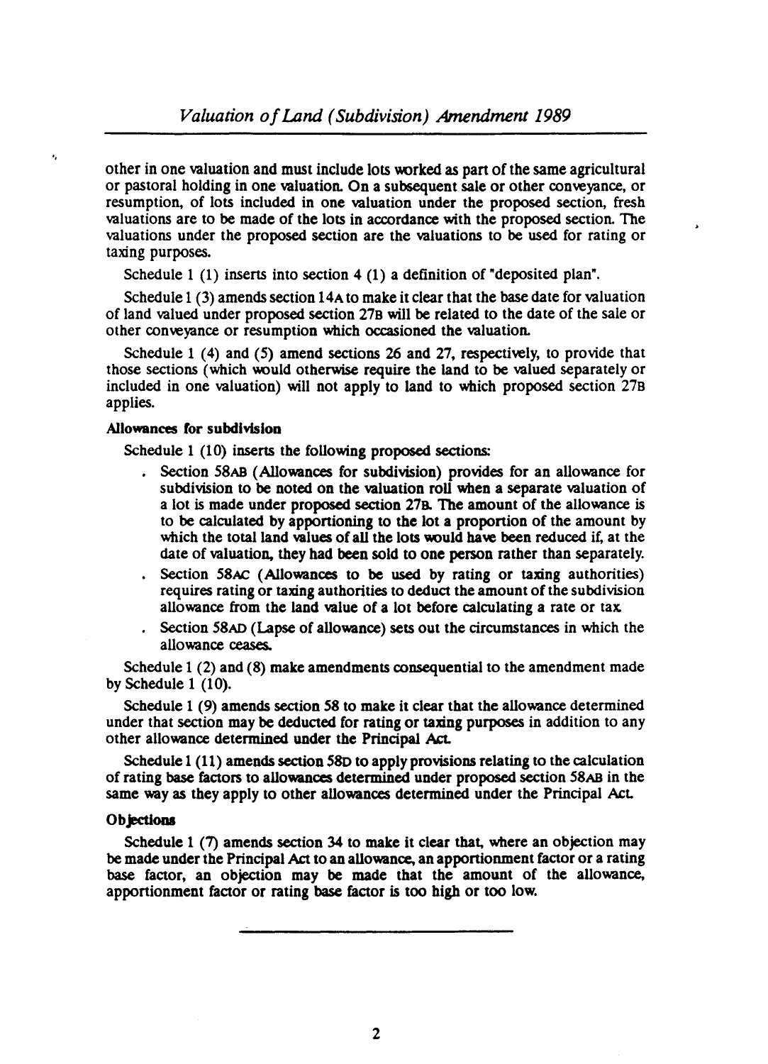other in one valuation and must include lots worked as part of the same agricultural or pastoral holding in one valuation. On a subsequent sale or other conveyance, or resumption, of lots included in one valuation under the proposed section, fresh valuations are to be made of the lots in accordance with the proposed section. The valuations under the proposed section are the valuations to be used for rating or taxing purposes.

Schedule 1 (1) inserts into section 4 (1) a definition of "deposited plan".

Schedule 1 (3) amends section 14A to make it clear that the base date for valuation of land valued under proposed section 27B will be related to the date of the sale or other conveyance or resumption which occasioned the valuation.

Schedule 1 (4) and (5) amend sections 26 and 27, respectively, to provide that those sections (which would otherwise require the land to be valued separately or included in one valuation) will not apply to land to which proposed section 27B applies.

**Allowances for subdivision**

Schedule 1 (10) inserts the following proposed sections:

- Section 58AB (Allowances for subdivision) provides for an allowance for subdivision to be noted on the valuation roll when a separate valuation of a lot is made under proposed section 27B. The amount of the allowance is to be calculated by apportioning to the lot a proportion of the amount by which the total land values of all the lots would have been reduced if, at the date of valuation, they had been sold to one person rather than separately.
- Section 58AC (Allowances to be used by rating or taxing authorities) requires rating or taxing authorities to deduct the amount of the subdivision allowance from the land value of a lot before calculating a rate or tax.
- Section 58AD (Lapse of allowance) sets out the circumstances in which the allowance ceases.

Schedule 1 (2) and (8) make amendments consequential to the amendment made by Schedule 1 (10).

Schedule 1 (9) amends section 58 to make it clear that the allowance determined under that section may be deducted for rating or taxing purposes in addition to any other allowance determined under the Principal Act.

Schedule 1 (11) amends section 58D to apply provisions relating to the calculation of rating base factors to allowances determined under proposed section 58AB in the same way as they apply to other allowances determined under the Principal Act.

**Objections**

Schedule 1 (7) amends section 34 to make it clear that, where an objection may be made under the Principal Act to an allowance, an apportionment factor or a rating base factor, an objection may be made that the amount of the allowance, apportionment factor or rating base factor is too high or too low.